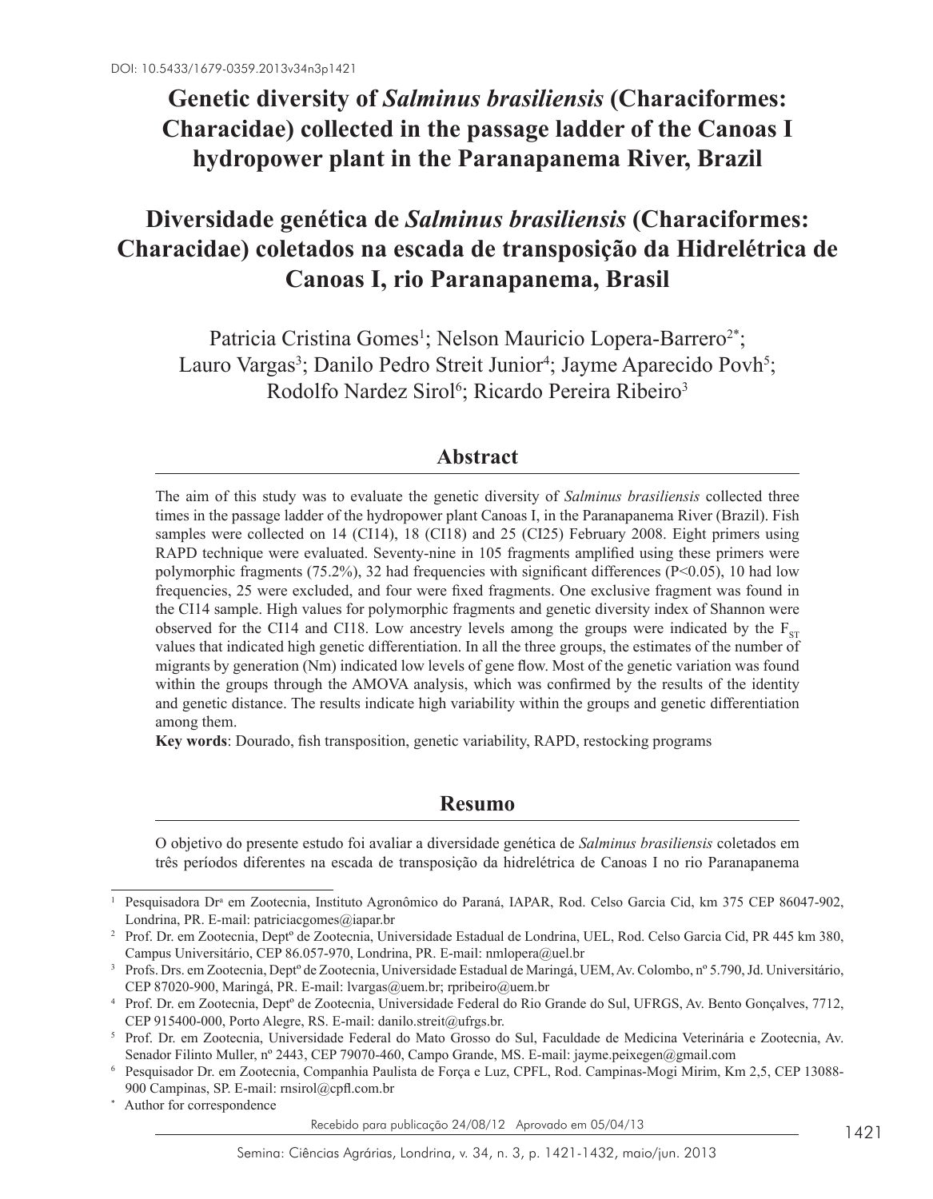DOI: 10.5433/1679-0359.2013v34n3p1421

# Genetic diversity of *Salminus brasiliensis* (Characiformes: Characidae) collected in the passage ladder of the Canoas I hydropower plant in the Paranapanema River, Brazil

# Diversidade genética de *Salminus brasiliensis* (Characiformes: Characidae) coletados na escada de transposição da Hidrelétrica de Canoas I, rio Paranapanema, Brasil

Patricia Cristina Gomes[1]; Nelson Mauricio Lopera-Barrero[2*]; Lauro Vargas[3]; Danilo Pedro Streit Junior[4]; Jayme Aparecido Povh[5]; Rodolfo Nardez Sirol[6]; Ricardo Pereira Ribeiro[3]

## Abstract

The aim of this study was to evaluate the genetic diversity of *Salminus brasiliensis* collected three times in the passage ladder of the hydropower plant Canoas I, in the Paranapanema River (Brazil). Fish samples were collected on 14 (CI14), 18 (CI18) and 25 (CI25) February 2008. Eight primers using RAPD technique were evaluated. Seventy-nine in 105 fragments amplified using these primers were polymorphic fragments (75.2%), 32 had frequencies with significant differences (P<0.05), 10 had low frequencies, 25 were excluded, and four were fixed fragments. One exclusive fragment was found in the CI14 sample. High values for polymorphic fragments and genetic diversity index of Shannon were observed for the CI14 and CI18. Low ancestry levels among the groups were indicated by the $F_{ST}$ values that indicated high genetic differentiation. In all the three groups, the estimates of the number of migrants by generation (Nm) indicated low levels of gene flow. Most of the genetic variation was found within the groups through the AMOVA analysis, which was confirmed by the results of the identity and genetic distance. The results indicate high variability within the groups and genetic differentiation among them.

**Key words**: Dourado, fish transposition, genetic variability, RAPD, restocking programs

## Resumo

O objetivo do presente estudo foi avaliar a diversidade genética de *Salminus brasiliensis* coletados em três períodos diferentes na escada de transposição da hidrelétrica de Canoas I no rio Paranapanema

---

[1] Pesquisadora Drª em Zootecnia, Instituto Agronômico do Paraná, IAPAR, Rod. Celso Garcia Cid, km 375 CEP 86047-902, Londrina, PR. E-mail: patriciacgomes@iapar.br

[2] Prof. Dr. em Zootecnia, Deptº de Zootecnia, Universidade Estadual de Londrina, UEL, Rod. Celso Garcia Cid, PR 445 km 380, Campus Universitário, CEP 86.057-970, Londrina, PR. E-mail: nmlopera@uel.br

[3] Profs. Drs. em Zootecnia, Deptº de Zootecnia, Universidade Estadual de Maringá, UEM, Av. Colombo, nº 5.790, Jd. Universitário, CEP 87020-900, Maringá, PR. E-mail: lvargas@uem.br; rpribeiro@uem.br

[4] Prof. Dr. em Zootecnia, Deptº de Zootecnia, Universidade Federal do Rio Grande do Sul, UFRGS, Av. Bento Gonçalves, 7712, CEP 915400-000, Porto Alegre, RS. E-mail: danilo.streit@ufrgs.br.

[5] Prof. Dr. em Zootecnia, Universidade Federal do Mato Grosso do Sul, Faculdade de Medicina Veterinária e Zootecnia, Av. Senador Filinto Muller, nº 2443, CEP 79070-460, Campo Grande, MS. E-mail: jayme.peixegen@gmail.com

[6] Pesquisador Dr. em Zootecnia, Companhia Paulista de Força e Luz, CPFL, Rod. Campinas-Mogi Mirim, Km 2,5, CEP 13088-900 Campinas, SP. E-mail: rnsirol@cpfl.com.br

[*] Author for correspondence

Recebido para publicação 24/08/12 Aprovado em 05/04/13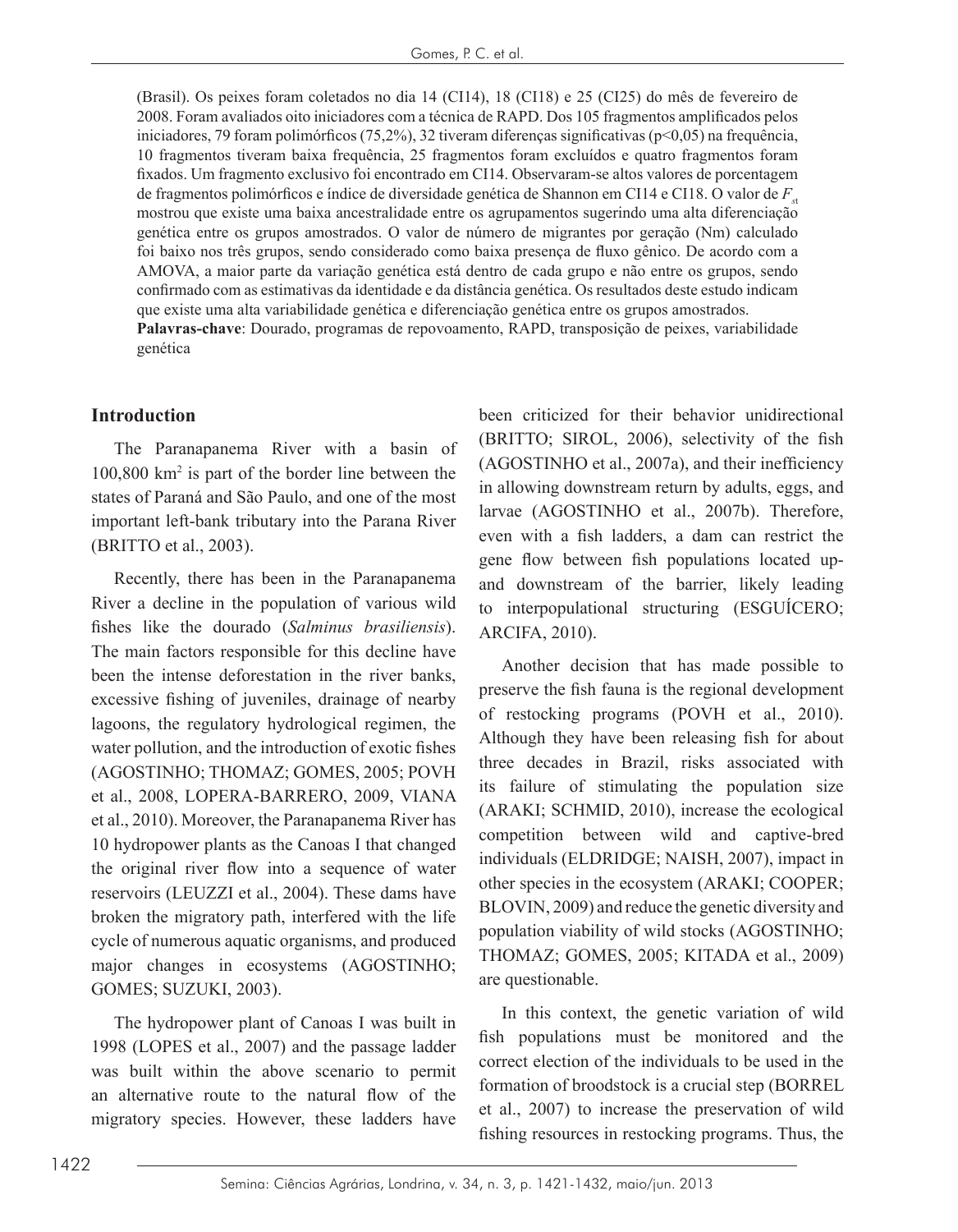(Brasil). Os peixes foram coletados no dia 14 (CI14), 18 (CI18) e 25 (CI25) do mês de fevereiro de 2008. Foram avaliados oito iniciadores com a técnica de RAPD. Dos 105 fragmentos amplificados pelos iniciadores, 79 foram polimórficos (75,2%), 32 tiveram diferenças significativas (p<0,05) na frequência, 10 fragmentos tiveram baixa frequência, 25 fragmentos foram excluídos e quatro fragmentos foram fixados. Um fragmento exclusivo foi encontrado em CI14. Observaram-se altos valores de porcentagem de fragmentos polimórficos e índice de diversidade genética de Shannon em CI14 e CI18. O valor de $F_{st}$ mostrou que existe uma baixa ancestralidade entre os agrupamentos sugerindo uma alta diferenciação genética entre os grupos amostrados. O valor de número de migrantes por geração (Nm) calculado foi baixo nos três grupos, sendo considerado como baixa presença de fluxo gênico. De acordo com a AMOVA, a maior parte da variação genética está dentro de cada grupo e não entre os grupos, sendo confirmado com as estimativas da identidade e da distância genética. Os resultados deste estudo indicam que existe uma alta variabilidade genética e diferenciação genética entre os grupos amostrados.

**Palavras-chave**: Dourado, programas de repovoamento, RAPD, transposição de peixes, variabilidade genética

## Introduction

The Paranapanema River with a basin of 100,800 km$^2$ is part of the border line between the states of Paraná and São Paulo, and one of the most important left-bank tributary into the Parana River (BRITTO et al., 2003).

Recently, there has been in the Paranapanema River a decline in the population of various wild fishes like the dourado (*Salminus brasiliensis*). The main factors responsible for this decline have been the intense deforestation in the river banks, excessive fishing of juveniles, drainage of nearby lagoons, the regulatory hydrological regimen, the water pollution, and the introduction of exotic fishes (AGOSTINHO; THOMAZ; GOMES, 2005; POVH et al., 2008, LOPERA-BARRERO, 2009, VIANA et al., 2010). Moreover, the Paranapanema River has 10 hydropower plants as the Canoas I that changed the original river flow into a sequence of water reservoirs (LEUZZI et al., 2004). These dams have broken the migratory path, interfered with the life cycle of numerous aquatic organisms, and produced major changes in ecosystems (AGOSTINHO; GOMES; SUZUKI, 2003).

The hydropower plant of Canoas I was built in 1998 (LOPES et al., 2007) and the passage ladder was built within the above scenario to permit an alternative route to the natural flow of the migratory species. However, these ladders have been criticized for their behavior unidirectional (BRITTO; SIROL, 2006), selectivity of the fish (AGOSTINHO et al., 2007a), and their inefficiency in allowing downstream return by adults, eggs, and larvae (AGOSTINHO et al., 2007b). Therefore, even with a fish ladders, a dam can restrict the gene flow between fish populations located up- and downstream of the barrier, likely leading to interpopulational structuring (ESGUÍCERO; ARCIFA, 2010).

Another decision that has made possible to preserve the fish fauna is the regional development of restocking programs (POVH et al., 2010). Although they have been releasing fish for about three decades in Brazil, risks associated with its failure of stimulating the population size (ARAKI; SCHMID, 2010), increase the ecological competition between wild and captive-bred individuals (ELDRIDGE; NAISH, 2007), impact in other species in the ecosystem (ARAKI; COOPER; BLOVIN, 2009) and reduce the genetic diversity and population viability of wild stocks (AGOSTINHO; THOMAZ; GOMES, 2005; KITADA et al., 2009) are questionable.

In this context, the genetic variation of wild fish populations must be monitored and the correct election of the individuals to be used in the formation of broodstock is a crucial step (BORREL et al., 2007) to increase the preservation of wild fishing resources in restocking programs. Thus, the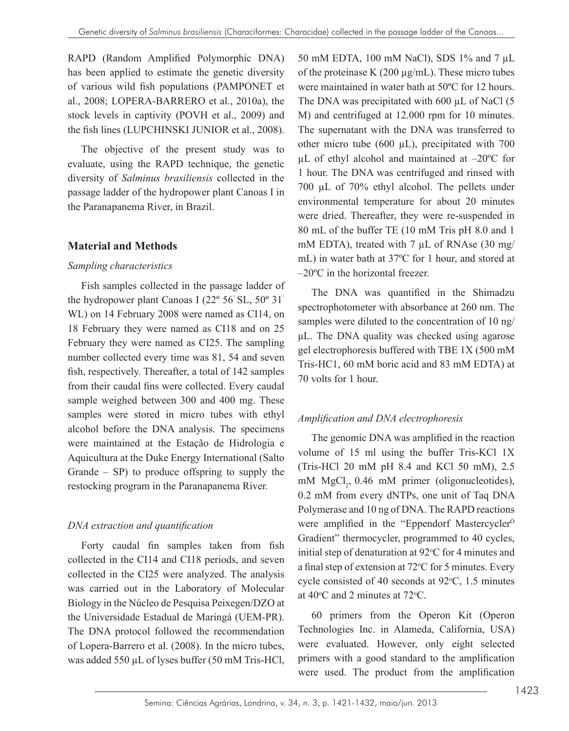RAPD (Random Amplified Polymorphic DNA) has been applied to estimate the genetic diversity of various wild fish populations (PAMPONET et al., 2008; LOPERA-BARRERO et al., 2010a), the stock levels in captivity (POVH et al., 2009) and the fish lines (LUPCHINSKI JUNIOR et al., 2008).

The objective of the present study was to evaluate, using the RAPD technique, the genetic diversity of *Salminus brasiliensis* collected in the passage ladder of the hydropower plant Canoas I in the Paranapanema River, in Brazil.

## Material and Methods

### *Sampling characteristics*

Fish samples collected in the passage ladder of the hydropower plant Canoas I (22º 56' SL, 50º 31' WL) on 14 February 2008 were named as CI14, on 18 February they were named as CI18 and on 25 February they were named as CI25. The sampling number collected every time was 81, 54 and seven fish, respectively. Thereafter, a total of 142 samples from their caudal fins were collected. Every caudal sample weighed between 300 and 400 mg. These samples were stored in micro tubes with ethyl alcohol before the DNA analysis. The specimens were maintained at the Estação de Hidrologia e Aquicultura at the Duke Energy International (Salto Grande – SP) to produce offspring to supply the restocking program in the Paranapanema River.

### *DNA extraction and quantification*

Forty caudal fin samples taken from fish collected in the CI14 and CI18 periods, and seven collected in the CI25 were analyzed. The analysis was carried out in the Laboratory of Molecular Biology in the Núcleo de Pesquisa Peixegen/DZO at the Universidade Estadual de Maringá (UEM-PR). The DNA protocol followed the recommendation of Lopera-Barrero et al. (2008). In the micro tubes, was added 550 µL of lyses buffer (50 mM Tris-HCl, 50 mM EDTA, 100 mM NaCl), SDS 1% and 7 µL of the proteinase K (200 µg/mL). These micro tubes were maintained in water bath at 50ºC for 12 hours. The DNA was precipitated with 600 µL of NaCl (5 M) and centrifuged at 12.000 rpm for 10 minutes. The supernatant with the DNA was transferred to other micro tube (600 µL), precipitated with 700 µL of ethyl alcohol and maintained at –20ºC for 1 hour. The DNA was centrifuged and rinsed with 700 µL of 70% ethyl alcohol. The pellets under environmental temperature for about 20 minutes were dried. Thereafter, they were re-suspended in 80 mL of the buffer TE (10 mM Tris pH 8.0 and 1 mM EDTA), treated with 7 µL of RNAse (30 mg/mL) in water bath at 37ºC for 1 hour, and stored at –20ºC in the horizontal freezer.

The DNA was quantified in the Shimadzu spectrophotometer with absorbance at 260 nm. The samples were diluted to the concentration of 10 ng/µL. The DNA quality was checked using agarose gel electrophoresis buffered with TBE 1X (500 mM Tris-HC1, 60 mM boric acid and 83 mM EDTA) at 70 volts for 1 hour.

### *Amplification and DNA electrophoresis*

The genomic DNA was amplified in the reaction volume of 15 ml using the buffer Tris-KCl 1X (Tris-HCl 20 mM pH 8.4 and KCl 50 mM), 2.5 mM $MgCl_2$, 0.46 mM primer (oligonucleotides), 0.2 mM from every dNTPs, one unit of Taq DNA Polymerase and 10 ng of DNA. The RAPD reactions were amplified in the "Eppendorf Mastercycler^Ô Gradient" thermocycler, programmed to 40 cycles, initial step of denaturation at 92ºC for 4 minutes and a final step of extension at 72ºC for 5 minutes. Every cycle consisted of 40 seconds at 92ºC, 1.5 minutes at 40ºC and 2 minutes at 72ºC.

60 primers from the Operon Kit (Operon Technologies Inc. in Alameda, California, USA) were evaluated. However, only eight selected primers with a good standard to the amplification were used. The product from the amplification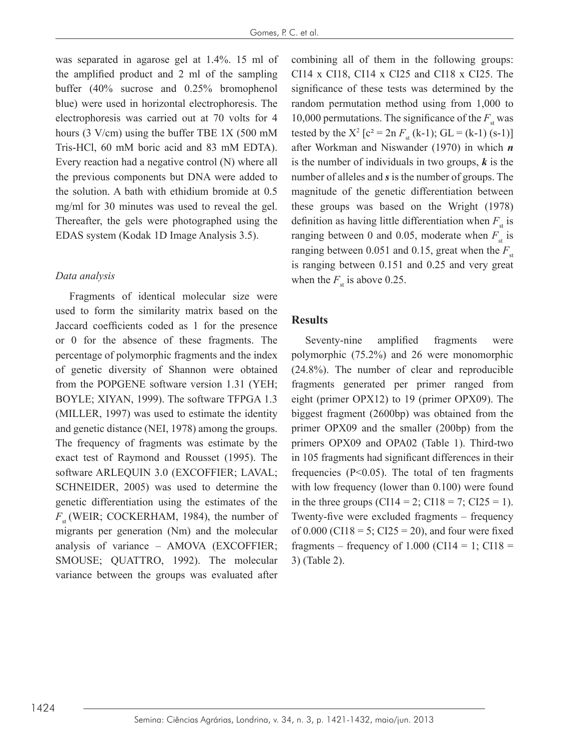was separated in agarose gel at 1.4%. 15 ml of the amplified product and 2 ml of the sampling buffer (40% sucrose and 0.25% bromophenol blue) were used in horizontal electrophoresis. The electrophoresis was carried out at 70 volts for 4 hours (3 V/cm) using the buffer TBE 1X (500 mM Tris-HCl, 60 mM boric acid and 83 mM EDTA). Every reaction had a negative control (N) where all the previous components but DNA were added to the solution. A bath with ethidium bromide at 0.5 mg/ml for 30 minutes was used to reveal the gel. Thereafter, the gels were photographed using the EDAS system (Kodak 1D Image Analysis 3.5).

### *Data analysis*

Fragments of identical molecular size were used to form the similarity matrix based on the Jaccard coefficients coded as 1 for the presence or 0 for the absence of these fragments. The percentage of polymorphic fragments and the index of genetic diversity of Shannon were obtained from the POPGENE software version 1.31 (YEH; BOYLE; XIYAN, 1999). The software TFPGA 1.3 (MILLER, 1997) was used to estimate the identity and genetic distance (NEI, 1978) among the groups. The frequency of fragments was estimate by the exact test of Raymond and Rousset (1995). The software ARLEQUIN 3.0 (EXCOFFIER; LAVAL; SCHNEIDER, 2005) was used to determine the genetic differentiation using the estimates of the $F_{st}$ (WEIR; COCKERHAM, 1984), the number of migrants per generation (Nm) and the molecular analysis of variance – AMOVA (EXCOFFIER; SMOUSE; QUATTRO, 1992). The molecular variance between the groups was evaluated after combining all of them in the following groups: CI14 x CI18, CI14 x CI25 and CI18 x CI25. The significance of these tests was determined by the random permutation method using from 1,000 to 10,000 permutations. The significance of the $F_{st}$ was tested by the $X^2$ [$c^2 = 2n\, F_{st}$ (k-1); GL = (k-1) (s-1)] after Workman and Niswander (1970) in which ***n*** is the number of individuals in two groups, ***k*** is the number of alleles and ***s*** is the number of groups. The magnitude of the genetic differentiation between these groups was based on the Wright (1978) definition as having little differentiation when $F_{st}$ is ranging between 0 and 0.05, moderate when $F_{st}$ is ranging between 0.051 and 0.15, great when the $F_{st}$ is ranging between 0.151 and 0.25 and very great when the $F_{st}$ is above 0.25.

## Results

Seventy-nine amplified fragments were polymorphic (75.2%) and 26 were monomorphic (24.8%). The number of clear and reproducible fragments generated per primer ranged from eight (primer OPX12) to 19 (primer OPX09). The biggest fragment (2600bp) was obtained from the primer OPX09 and the smaller (200bp) from the primers OPX09 and OPA02 (Table 1). Third-two in 105 fragments had significant differences in their frequencies (P<0.05). The total of ten fragments with low frequency (lower than 0.100) were found in the three groups (CI14 = 2; CI18 = 7; CI25 = 1). Twenty-five were excluded fragments – frequency of 0.000 (CI18 = 5; CI25 = 20), and four were fixed fragments – frequency of 1.000 (CI14 = 1; CI18 = 3) (Table 2).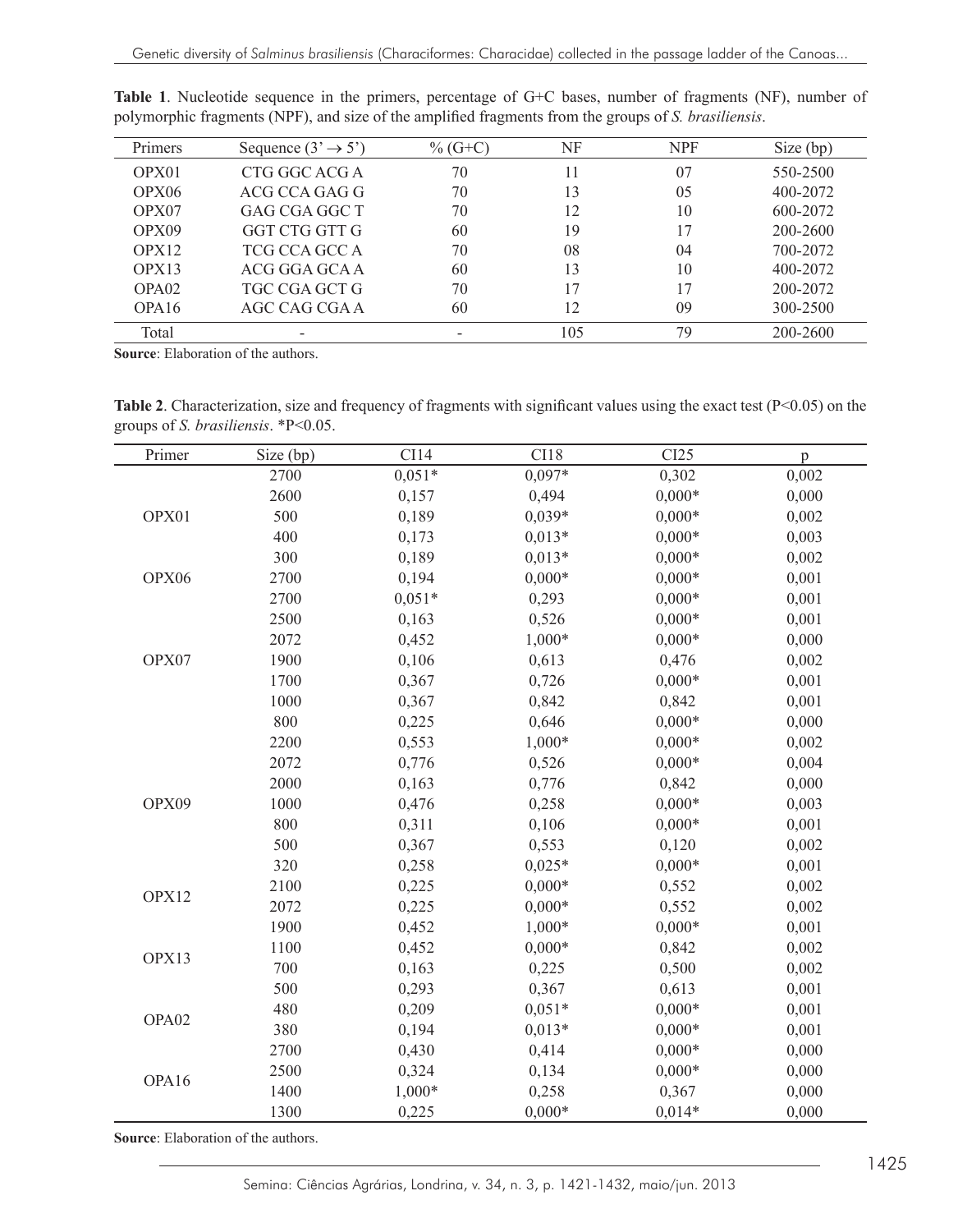**Table 1**. Nucleotide sequence in the primers, percentage of G+C bases, number of fragments (NF), number of polymorphic fragments (NPF), and size of the amplified fragments from the groups of *S. brasiliensis*.

| Primers | Sequence (3' → 5') | % (G+C) | NF | NPF | Size (bp) |
|---|---|---|---|---|---|
| OPX01 | CTG GGC ACG A | 70 | 11 | 07 | 550-2500 |
| OPX06 | ACG CCA GAG G | 70 | 13 | 05 | 400-2072 |
| OPX07 | GAG CGA GGC T | 70 | 12 | 10 | 600-2072 |
| OPX09 | GGT CTG GTT G | 60 | 19 | 17 | 200-2600 |
| OPX12 | TCG CCA GCC A | 70 | 08 | 04 | 700-2072 |
| OPX13 | ACG GGA GCA A | 60 | 13 | 10 | 400-2072 |
| OPA02 | TGC CGA GCT G | 70 | 17 | 17 | 200-2072 |
| OPA16 | AGC CAG CGA A | 60 | 12 | 09 | 300-2500 |
| Total | - | - | 105 | 79 | 200-2600 |

**Source**: Elaboration of the authors.

**Table 2**. Characterization, size and frequency of fragments with significant values using the exact test (P<0.05) on the groups of *S. brasiliensis*. *P<0.05.

| Primer | Size (bp) | CI14 | CI18 | CI25 | p |
|---|---|---|---|---|---|
| OPX01 | 2700 | 0,051* | 0,097* | 0,302 | 0,002 |
| | 2600 | 0,157 | 0,494 | 0,000* | 0,000 |
| | 500 | 0,189 | 0,039* | 0,000* | 0,002 |
| | 400 | 0,173 | 0,013* | 0,000* | 0,003 |
| | 300 | 0,189 | 0,013* | 0,000* | 0,002 |
| OPX06 | 2700 | 0,194 | 0,000* | 0,000* | 0,001 |
| OPX07 | 2700 | 0,051* | 0,293 | 0,000* | 0,001 |
| | 2500 | 0,163 | 0,526 | 0,000* | 0,001 |
| | 2072 | 0,452 | 1,000* | 0,000* | 0,000 |
| | 1900 | 0,106 | 0,613 | 0,476 | 0,002 |
| | 1700 | 0,367 | 0,726 | 0,000* | 0,001 |
| | 1000 | 0,367 | 0,842 | 0,842 | 0,001 |
| | 800 | 0,225 | 0,646 | 0,000* | 0,000 |
| OPX09 | 2200 | 0,553 | 1,000* | 0,000* | 0,002 |
| | 2072 | 0,776 | 0,526 | 0,000* | 0,004 |
| | 2000 | 0,163 | 0,776 | 0,842 | 0,000 |
| | 1000 | 0,476 | 0,258 | 0,000* | 0,003 |
| | 800 | 0,311 | 0,106 | 0,000* | 0,001 |
| | 500 | 0,367 | 0,553 | 0,120 | 0,002 |
| | 320 | 0,258 | 0,025* | 0,000* | 0,001 |
| OPX12 | 2100 | 0,225 | 0,000* | 0,552 | 0,002 |
| | 2072 | 0,225 | 0,000* | 0,552 | 0,002 |
| OPX13 | 1900 | 0,452 | 1,000* | 0,000* | 0,001 |
| | 1100 | 0,452 | 0,000* | 0,842 | 0,002 |
| | 700 | 0,163 | 0,225 | 0,500 | 0,002 |
| | 500 | 0,293 | 0,367 | 0,613 | 0,001 |
| OPA02 | 480 | 0,209 | 0,051* | 0,000* | 0,001 |
| | 380 | 0,194 | 0,013* | 0,000* | 0,001 |
| OPA16 | 2700 | 0,430 | 0,414 | 0,000* | 0,000 |
| | 2500 | 0,324 | 0,134 | 0,000* | 0,000 |
| | 1400 | 1,000* | 0,258 | 0,367 | 0,000 |
| | 1300 | 0,225 | 0,000* | 0,014* | 0,000 |

**Source**: Elaboration of the authors.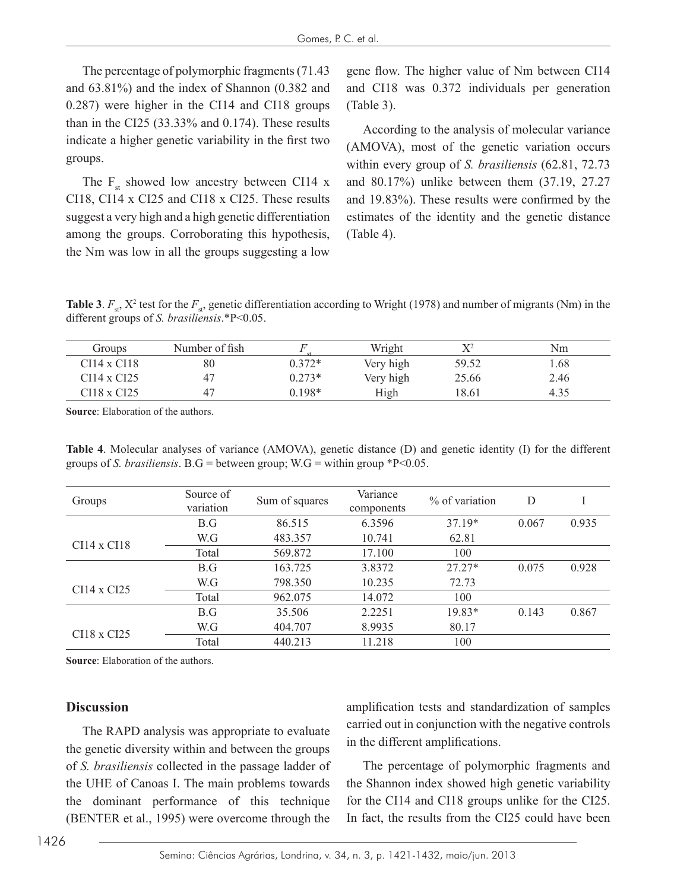The percentage of polymorphic fragments (71.43 and 63.81%) and the index of Shannon (0.382 and 0.287) were higher in the CI14 and CI18 groups than in the CI25 (33.33% and 0.174). These results indicate a higher genetic variability in the first two groups.

The $F_{st}$ showed low ancestry between CI14 x CI18, CI14 x CI25 and CI18 x CI25. These results suggest a very high and a high genetic differentiation among the groups. Corroborating this hypothesis, the Nm was low in all the groups suggesting a low gene flow. The higher value of Nm between CI14 and CI18 was 0.372 individuals per generation (Table 3).

According to the analysis of molecular variance (AMOVA), most of the genetic variation occurs within every group of *S. brasiliensis* (62.81, 72.73 and 80.17%) unlike between them (37.19, 27.27 and 19.83%). These results were confirmed by the estimates of the identity and the genetic distance (Table 4).

**Table 3**. $F_{st}$, $X^2$ test for the $F_{st}$, genetic differentiation according to Wright (1978) and number of migrants (Nm) in the different groups of *S. brasiliensis*.*P<0.05.

| Groups | Number of fish | $F_{st}$ | Wright | $X^2$ | Nm |
|---|---|---|---|---|---|
| CI14 x CI18 | 80 | 0.372* | Very high | 59.52 | 1.68 |
| CI14 x CI25 | 47 | 0.273* | Very high | 25.66 | 2.46 |
| CI18 x CI25 | 47 | 0.198* | High | 18.61 | 4.35 |

**Source**: Elaboration of the authors.

**Table 4**. Molecular analyses of variance (AMOVA), genetic distance (D) and genetic identity (I) for the different groups of *S. brasiliensis*. B.G = between group; W.G = within group *P<0.05.

| Groups | Source of variation | Sum of squares | Variance components | % of variation | D | I |
|---|---|---|---|---|---|---|
| CI14 x CI18 | B.G | 86.515 | 6.3596 | 37.19* | 0.067 | 0.935 |
| | W.G | 483.357 | 10.741 | 62.81 | | |
| | Total | 569.872 | 17.100 | 100 | | |
| CI14 x CI25 | B.G | 163.725 | 3.8372 | 27.27* | 0.075 | 0.928 |
| | W.G | 798.350 | 10.235 | 72.73 | | |
| | Total | 962.075 | 14.072 | 100 | | |
| CI18 x CI25 | B.G | 35.506 | 2.2251 | 19.83* | 0.143 | 0.867 |
| | W.G | 404.707 | 8.9935 | 80.17 | | |
| | Total | 440.213 | 11.218 | 100 | | |

**Source**: Elaboration of the authors.

## Discussion

The RAPD analysis was appropriate to evaluate the genetic diversity within and between the groups of *S. brasiliensis* collected in the passage ladder of the UHE of Canoas I. The main problems towards the dominant performance of this technique (BENTER et al., 1995) were overcome through the amplification tests and standardization of samples carried out in conjunction with the negative controls in the different amplifications.

The percentage of polymorphic fragments and the Shannon index showed high genetic variability for the CI14 and CI18 groups unlike for the CI25. In fact, the results from the CI25 could have been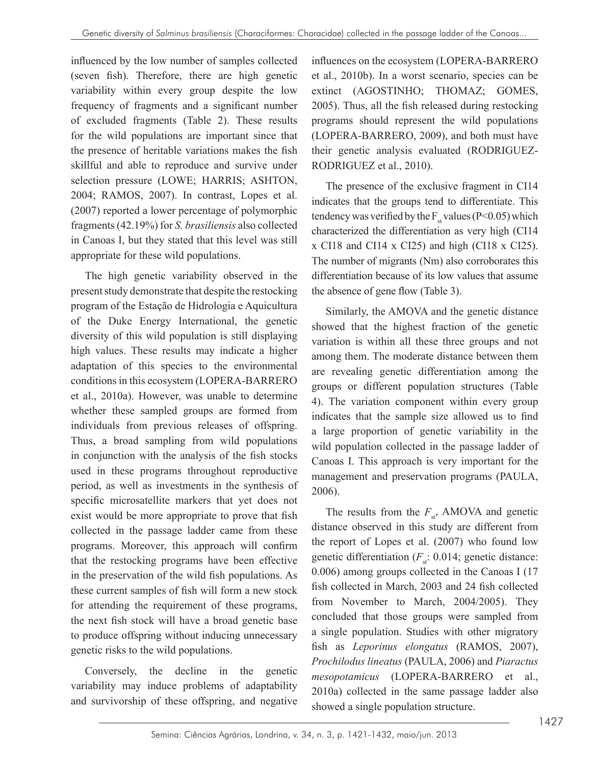influenced by the low number of samples collected (seven fish). Therefore, there are high genetic variability within every group despite the low frequency of fragments and a significant number of excluded fragments (Table 2). These results for the wild populations are important since that the presence of heritable variations makes the fish skillful and able to reproduce and survive under selection pressure (LOWE; HARRIS; ASHTON, 2004; RAMOS, 2007). In contrast, Lopes et al. (2007) reported a lower percentage of polymorphic fragments (42.19%) for *S. brasiliensis* also collected in Canoas I, but they stated that this level was still appropriate for these wild populations.

The high genetic variability observed in the present study demonstrate that despite the restocking program of the Estação de Hidrologia e Aquicultura of the Duke Energy International, the genetic diversity of this wild population is still displaying high values. These results may indicate a higher adaptation of this species to the environmental conditions in this ecosystem (LOPERA-BARRERO et al., 2010a). However, was unable to determine whether these sampled groups are formed from individuals from previous releases of offspring. Thus, a broad sampling from wild populations in conjunction with the analysis of the fish stocks used in these programs throughout reproductive period, as well as investments in the synthesis of specific microsatellite markers that yet does not exist would be more appropriate to prove that fish collected in the passage ladder came from these programs. Moreover, this approach will confirm that the restocking programs have been effective in the preservation of the wild fish populations. As these current samples of fish will form a new stock for attending the requirement of these programs, the next fish stock will have a broad genetic base to produce offspring without inducing unnecessary genetic risks to the wild populations.

Conversely, the decline in the genetic variability may induce problems of adaptability and survivorship of these offspring, and negative influences on the ecosystem (LOPERA-BARRERO et al., 2010b). In a worst scenario, species can be extinct (AGOSTINHO; THOMAZ; GOMES, 2005). Thus, all the fish released during restocking programs should represent the wild populations (LOPERA-BARRERO, 2009), and both must have their genetic analysis evaluated (RODRIGUEZ-RODRIGUEZ et al., 2010).

The presence of the exclusive fragment in CI14 indicates that the groups tend to differentiate. This tendency was verified by the $F_{st}$ values ($P<0.05$) which characterized the differentiation as very high (CI14 x CI18 and CI14 x CI25) and high (CI18 x CI25). The number of migrants (Nm) also corroborates this differentiation because of its low values that assume the absence of gene flow (Table 3).

Similarly, the AMOVA and the genetic distance showed that the highest fraction of the genetic variation is within all these three groups and not among them. The moderate distance between them are revealing genetic differentiation among the groups or different population structures (Table 4). The variation component within every group indicates that the sample size allowed us to find a large proportion of genetic variability in the wild population collected in the passage ladder of Canoas I. This approach is very important for the management and preservation programs (PAULA, 2006).

The results from the $F_{st}$, AMOVA and genetic distance observed in this study are different from the report of Lopes et al. (2007) who found low genetic differentiation ($F_{st}$: 0.014; genetic distance: 0.006) among groups collected in the Canoas I (17 fish collected in March, 2003 and 24 fish collected from November to March, 2004/2005). They concluded that those groups were sampled from a single population. Studies with other migratory fish as *Leporinus elongatus* (RAMOS, 2007), *Prochilodus lineatus* (PAULA, 2006) and *Piaractus mesopotamicus* (LOPERA-BARRERO et al., 2010a) collected in the same passage ladder also showed a single population structure.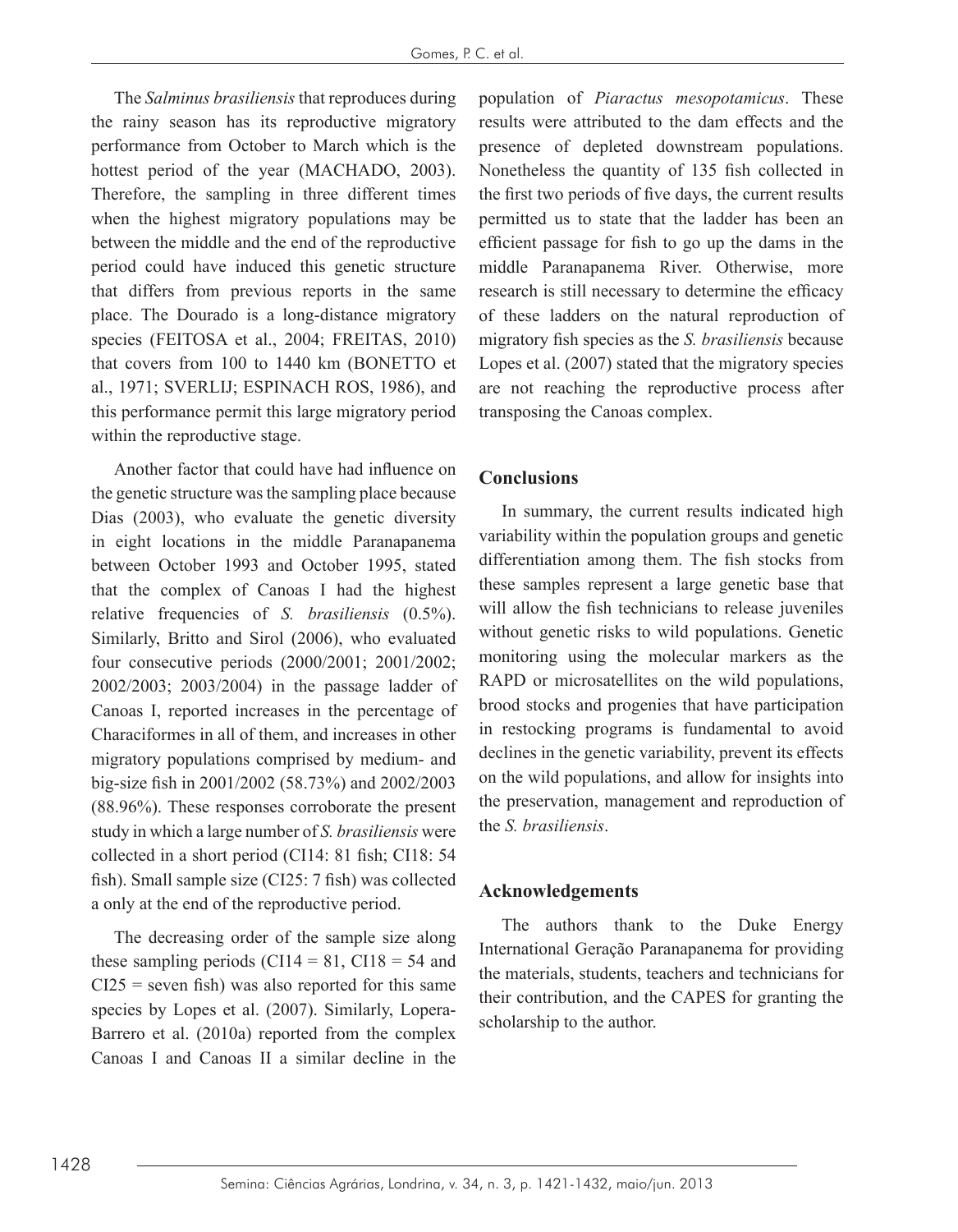The *Salminus brasiliensis* that reproduces during the rainy season has its reproductive migratory performance from October to March which is the hottest period of the year (MACHADO, 2003). Therefore, the sampling in three different times when the highest migratory populations may be between the middle and the end of the reproductive period could have induced this genetic structure that differs from previous reports in the same place. The Dourado is a long-distance migratory species (FEITOSA et al., 2004; FREITAS, 2010) that covers from 100 to 1440 km (BONETTO et al., 1971; SVERLIJ; ESPINACH ROS, 1986), and this performance permit this large migratory period within the reproductive stage.

Another factor that could have had influence on the genetic structure was the sampling place because Dias (2003), who evaluate the genetic diversity in eight locations in the middle Paranapanema between October 1993 and October 1995, stated that the complex of Canoas I had the highest relative frequencies of *S. brasiliensis* (0.5%). Similarly, Britto and Sirol (2006), who evaluated four consecutive periods (2000/2001; 2001/2002; 2002/2003; 2003/2004) in the passage ladder of Canoas I, reported increases in the percentage of Characiformes in all of them, and increases in other migratory populations comprised by medium- and big-size fish in 2001/2002 (58.73%) and 2002/2003 (88.96%). These responses corroborate the present study in which a large number of *S. brasiliensis* were collected in a short period (CI14: 81 fish; CI18: 54 fish). Small sample size (CI25: 7 fish) was collected a only at the end of the reproductive period.

The decreasing order of the sample size along these sampling periods (CI14 = 81, CI18 = 54 and CI25 = seven fish) was also reported for this same species by Lopes et al. (2007). Similarly, Lopera-Barrero et al. (2010a) reported from the complex Canoas I and Canoas II a similar decline in the population of *Piaractus mesopotamicus*. These results were attributed to the dam effects and the presence of depleted downstream populations. Nonetheless the quantity of 135 fish collected in the first two periods of five days, the current results permitted us to state that the ladder has been an efficient passage for fish to go up the dams in the middle Paranapanema River. Otherwise, more research is still necessary to determine the efficacy of these ladders on the natural reproduction of migratory fish species as the *S. brasiliensis* because Lopes et al. (2007) stated that the migratory species are not reaching the reproductive process after transposing the Canoas complex.

## Conclusions

In summary, the current results indicated high variability within the population groups and genetic differentiation among them. The fish stocks from these samples represent a large genetic base that will allow the fish technicians to release juveniles without genetic risks to wild populations. Genetic monitoring using the molecular markers as the RAPD or microsatellites on the wild populations, brood stocks and progenies that have participation in restocking programs is fundamental to avoid declines in the genetic variability, prevent its effects on the wild populations, and allow for insights into the preservation, management and reproduction of the *S. brasiliensis*.

## Acknowledgements

The authors thank to the Duke Energy International Geração Paranapanema for providing the materials, students, teachers and technicians for their contribution, and the CAPES for granting the scholarship to the author.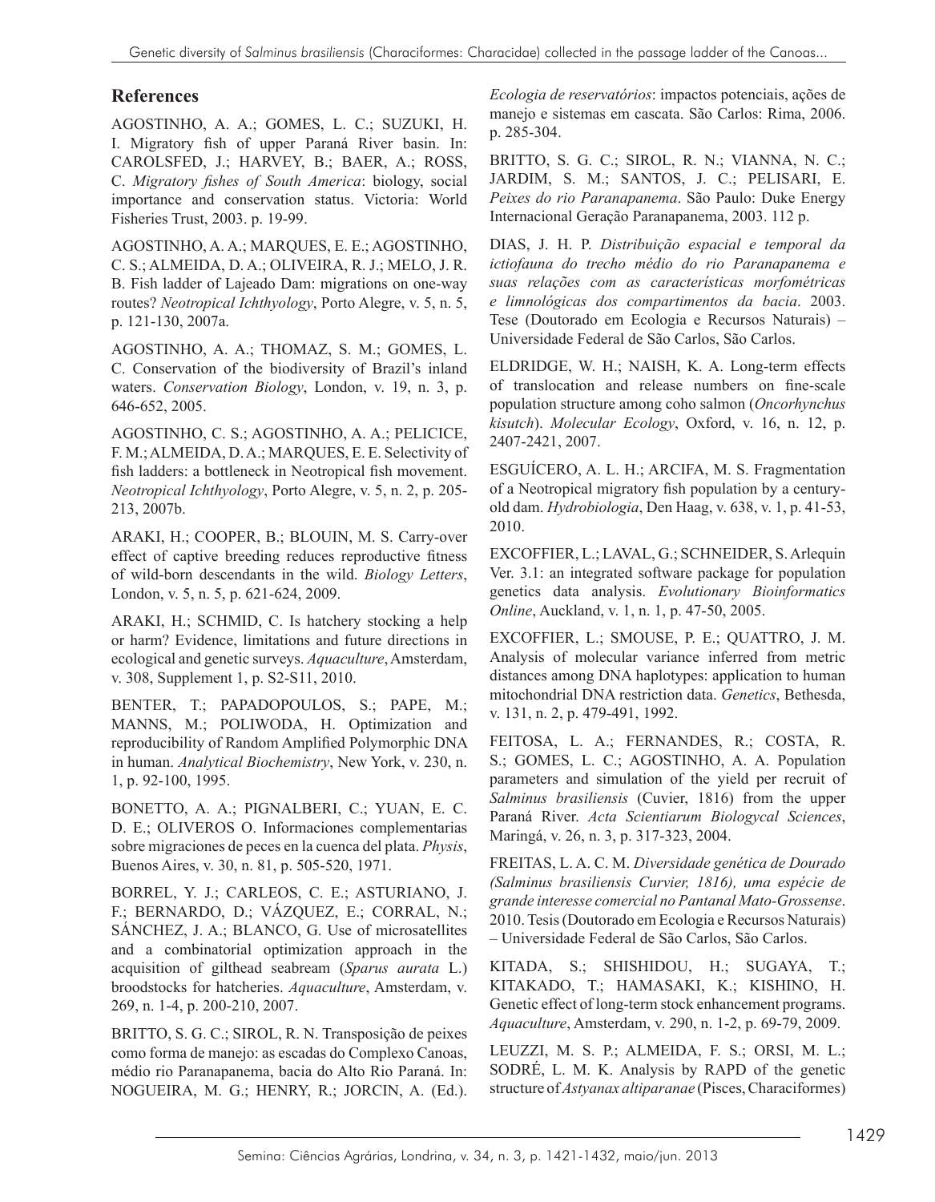## References

AGOSTINHO, A. A.; GOMES, L. C.; SUZUKI, H. I. Migratory fish of upper Paraná River basin. In: CAROLSFED, J.; HARVEY, B.; BAER, A.; ROSS, C. *Migratory fishes of South America*: biology, social importance and conservation status. Victoria: World Fisheries Trust, 2003. p. 19-99.

AGOSTINHO, A. A.; MARQUES, E. E.; AGOSTINHO, C. S.; ALMEIDA, D. A.; OLIVEIRA, R. J.; MELO, J. R. B. Fish ladder of Lajeado Dam: migrations on one-way routes? *Neotropical Ichthyology*, Porto Alegre, v. 5, n. 5, p. 121-130, 2007a.

AGOSTINHO, A. A.; THOMAZ, S. M.; GOMES, L. C. Conservation of the biodiversity of Brazil's inland waters. *Conservation Biology*, London, v. 19, n. 3, p. 646-652, 2005.

AGOSTINHO, C. S.; AGOSTINHO, A. A.; PELICICE, F. M.; ALMEIDA, D. A.; MARQUES, E. E. Selectivity of fish ladders: a bottleneck in Neotropical fish movement. *Neotropical Ichthyology*, Porto Alegre, v. 5, n. 2, p. 205-213, 2007b.

ARAKI, H.; COOPER, B.; BLOUIN, M. S. Carry-over effect of captive breeding reduces reproductive fitness of wild-born descendants in the wild. *Biology Letters*, London, v. 5, n. 5, p. 621-624, 2009.

ARAKI, H.; SCHMID, C. Is hatchery stocking a help or harm? Evidence, limitations and future directions in ecological and genetic surveys. *Aquaculture*, Amsterdam, v. 308, Supplement 1, p. S2-S11, 2010.

BENTER, T.; PAPADOPOULOS, S.; PAPE, M.; MANNS, M.; POLIWODA, H. Optimization and reproducibility of Random Amplified Polymorphic DNA in human. *Analytical Biochemistry*, New York, v. 230, n. 1, p. 92-100, 1995.

BONETTO, A. A.; PIGNALBERI, C.; YUAN, E. C. D. E.; OLIVEROS O. Informaciones complementarias sobre migraciones de peces en la cuenca del plata. *Physis*, Buenos Aires, v. 30, n. 81, p. 505-520, 1971.

BORREL, Y. J.; CARLEOS, C. E.; ASTURIANO, J. F.; BERNARDO, D.; VÁZQUEZ, E.; CORRAL, N.; SÁNCHEZ, J. A.; BLANCO, G. Use of microsatellites and a combinatorial optimization approach in the acquisition of gilthead seabream (*Sparus aurata* L.) broodstocks for hatcheries. *Aquaculture*, Amsterdam, v. 269, n. 1-4, p. 200-210, 2007.

BRITTO, S. G. C.; SIROL, R. N. Transposição de peixes como forma de manejo: as escadas do Complexo Canoas, médio rio Paranapanema, bacia do Alto Rio Paraná. In: NOGUEIRA, M. G.; HENRY, R.; JORCIN, A. (Ed.). *Ecologia de reservatórios*: impactos potenciais, ações de manejo e sistemas em cascata. São Carlos: Rima, 2006. p. 285-304.

BRITTO, S. G. C.; SIROL, R. N.; VIANNA, N. C.; JARDIM, S. M.; SANTOS, J. C.; PELISARI, E. *Peixes do rio Paranapanema*. São Paulo: Duke Energy Internacional Geração Paranapanema, 2003. 112 p.

DIAS, J. H. P. *Distribuição espacial e temporal da ictiofauna do trecho médio do rio Paranapanema e suas relações com as características morfométricas e limnológicas dos compartimentos da bacia*. 2003. Tese (Doutorado em Ecologia e Recursos Naturais) – Universidade Federal de São Carlos, São Carlos.

ELDRIDGE, W. H.; NAISH, K. A. Long-term effects of translocation and release numbers on fine-scale population structure among coho salmon (*Oncorhynchus kisutch*). *Molecular Ecology*, Oxford, v. 16, n. 12, p. 2407-2421, 2007.

ESGUÍCERO, A. L. H.; ARCIFA, M. S. Fragmentation of a Neotropical migratory fish population by a century-old dam. *Hydrobiologia*, Den Haag, v. 638, v. 1, p. 41-53, 2010.

EXCOFFIER, L.; LAVAL, G.; SCHNEIDER, S. Arlequin Ver. 3.1: an integrated software package for population genetics data analysis. *Evolutionary Bioinformatics Online*, Auckland, v. 1, n. 1, p. 47-50, 2005.

EXCOFFIER, L.; SMOUSE, P. E.; QUATTRO, J. M. Analysis of molecular variance inferred from metric distances among DNA haplotypes: application to human mitochondrial DNA restriction data. *Genetics*, Bethesda, v. 131, n. 2, p. 479-491, 1992.

FEITOSA, L. A.; FERNANDES, R.; COSTA, R. S.; GOMES, L. C.; AGOSTINHO, A. A. Population parameters and simulation of the yield per recruit of *Salminus brasiliensis* (Cuvier, 1816) from the upper Paraná River. *Acta Scientiarum Biologycal Sciences*, Maringá, v. 26, n. 3, p. 317-323, 2004.

FREITAS, L. A. C. M. *Diversidade genética de Dourado (Salminus brasiliensis Curvier, 1816), uma espécie de grande interesse comercial no Pantanal Mato-Grossense*. 2010. Tesis (Doutorado em Ecologia e Recursos Naturais) – Universidade Federal de São Carlos, São Carlos.

KITADA, S.; SHISHIDOU, H.; SUGAYA, T.; KITAKADO, T.; HAMASAKI, K.; KISHINO, H. Genetic effect of long-term stock enhancement programs. *Aquaculture*, Amsterdam, v. 290, n. 1-2, p. 69-79, 2009.

LEUZZI, M. S. P.; ALMEIDA, F. S.; ORSI, M. L.; SODRÉ, L. M. K. Analysis by RAPD of the genetic structure of *Astyanax altiparanae* (Pisces, Characiformes)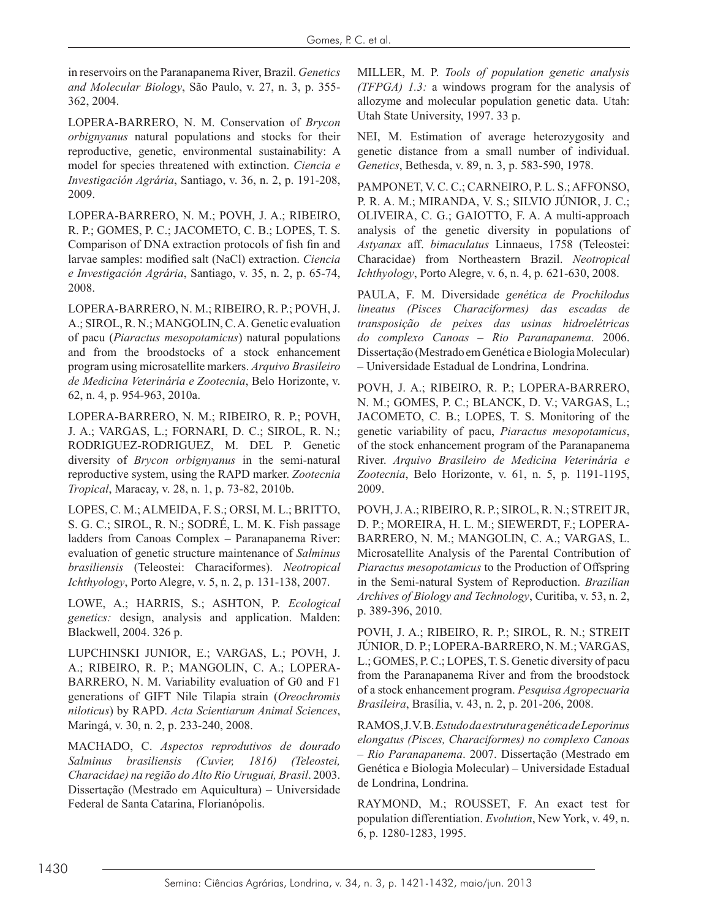in reservoirs on the Paranapanema River, Brazil. *Genetics and Molecular Biology*, São Paulo, v. 27, n. 3, p. 355-362, 2004.

LOPERA-BARRERO, N. M. Conservation of *Brycon orbignyanus* natural populations and stocks for their reproductive, genetic, environmental sustainability: A model for species threatened with extinction. *Ciencia e Investigación Agrária*, Santiago, v. 36, n. 2, p. 191-208, 2009.

LOPERA-BARRERO, N. M.; POVH, J. A.; RIBEIRO, R. P.; GOMES, P. C.; JACOMETO, C. B.; LOPES, T. S. Comparison of DNA extraction protocols of fish fin and larvae samples: modified salt (NaCl) extraction. *Ciencia e Investigación Agrária*, Santiago, v. 35, n. 2, p. 65-74, 2008.

LOPERA-BARRERO, N. M.; RIBEIRO, R. P.; POVH, J. A.; SIROL, R. N.; MANGOLIN, C. A. Genetic evaluation of pacu (*Piaractus mesopotamicus*) natural populations and from the broodstocks of a stock enhancement program using microsatellite markers. *Arquivo Brasileiro de Medicina Veterinária e Zootecnia*, Belo Horizonte, v. 62, n. 4, p. 954-963, 2010a.

LOPERA-BARRERO, N. M.; RIBEIRO, R. P.; POVH, J. A.; VARGAS, L.; FORNARI, D. C.; SIROL, R. N.; RODRIGUEZ-RODRIGUEZ, M. DEL P. Genetic diversity of *Brycon orbignyanus* in the semi-natural reproductive system, using the RAPD marker. *Zootecnia Tropical*, Maracay, v. 28, n. 1, p. 73-82, 2010b.

LOPES, C. M.; ALMEIDA, F. S.; ORSI, M. L.; BRITTO, S. G. C.; SIROL, R. N.; SODRÉ, L. M. K. Fish passage ladders from Canoas Complex – Paranapanema River: evaluation of genetic structure maintenance of *Salminus brasiliensis* (Teleostei: Characiformes). *Neotropical Ichthyology*, Porto Alegre, v. 5, n. 2, p. 131-138, 2007.

LOWE, A.; HARRIS, S.; ASHTON, P. *Ecological genetics:* design, analysis and application. Malden: Blackwell, 2004. 326 p.

LUPCHINSKI JUNIOR, E.; VARGAS, L.; POVH, J. A.; RIBEIRO, R. P.; MANGOLIN, C. A.; LOPERA-BARRERO, N. M. Variability evaluation of G0 and F1 generations of GIFT Nile Tilapia strain (*Oreochromis niloticus*) by RAPD. *Acta Scientiarum Animal Sciences*, Maringá, v. 30, n. 2, p. 233-240, 2008.

MACHADO, C. *Aspectos reprodutivos de dourado Salminus brasiliensis (Cuvier, 1816) (Teleostei, Characidae) na região do Alto Rio Uruguai, Brasil*. 2003. Dissertação (Mestrado em Aquicultura) – Universidade Federal de Santa Catarina, Florianópolis.

MILLER, M. P. *Tools of population genetic analysis (TFPGA) 1.3:* a windows program for the analysis of allozyme and molecular population genetic data. Utah: Utah State University, 1997. 33 p.

NEI, M. Estimation of average heterozygosity and genetic distance from a small number of individual. *Genetics*, Bethesda, v. 89, n. 3, p. 583-590, 1978.

PAMPONET, V. C. C.; CARNEIRO, P. L. S.; AFFONSO, P. R. A. M.; MIRANDA, V. S.; SILVIO JÚNIOR, J. C.; OLIVEIRA, C. G.; GAIOTTO, F. A. A multi-approach analysis of the genetic diversity in populations of *Astyanax* aff. *bimaculatus* Linnaeus, 1758 (Teleostei: Characidae) from Northeastern Brazil. *Neotropical Ichthyology*, Porto Alegre, v. 6, n. 4, p. 621-630, 2008.

PAULA, F. M. Diversidade *genética de Prochilodus lineatus (Pisces Characiformes) das escadas de transposição de peixes das usinas hidroelétricas do complexo Canoas – Rio Paranapanema*. 2006. Dissertação (Mestrado em Genética e Biologia Molecular) – Universidade Estadual de Londrina, Londrina.

POVH, J. A.; RIBEIRO, R. P.; LOPERA-BARRERO, N. M.; GOMES, P. C.; BLANCK, D. V.; VARGAS, L.; JACOMETO, C. B.; LOPES, T. S. Monitoring of the genetic variability of pacu, *Piaractus mesopotamicus*, of the stock enhancement program of the Paranapanema River. *Arquivo Brasileiro de Medicina Veterinária e Zootecnia*, Belo Horizonte, v. 61, n. 5, p. 1191-1195, 2009.

POVH, J. A.; RIBEIRO, R. P.; SIROL, R. N.; STREIT JR, D. P.; MOREIRA, H. L. M.; SIEWERDT, F.; LOPERA-BARRERO, N. M.; MANGOLIN, C. A.; VARGAS, L. Microsatellite Analysis of the Parental Contribution of *Piaractus mesopotamicus* to the Production of Offspring in the Semi-natural System of Reproduction. *Brazilian Archives of Biology and Technology*, Curitiba, v. 53, n. 2, p. 389-396, 2010.

POVH, J. A.; RIBEIRO, R. P.; SIROL, R. N.; STREIT JÚNIOR, D. P.; LOPERA-BARRERO, N. M.; VARGAS, L.; GOMES, P. C.; LOPES, T. S. Genetic diversity of pacu from the Paranapanema River and from the broodstock of a stock enhancement program. *Pesquisa Agropecuaria Brasileira*, Brasília, v. 43, n. 2, p. 201-206, 2008.

RAMOS, J. V. B. *Estudo da estrutura genética de Leporinus elongatus (Pisces, Characiformes) no complexo Canoas – Rio Paranapanema*. 2007. Dissertação (Mestrado em Genética e Biologia Molecular) – Universidade Estadual de Londrina, Londrina.

RAYMOND, M.; ROUSSET, F. An exact test for population differentiation. *Evolution*, New York, v. 49, n. 6, p. 1280-1283, 1995.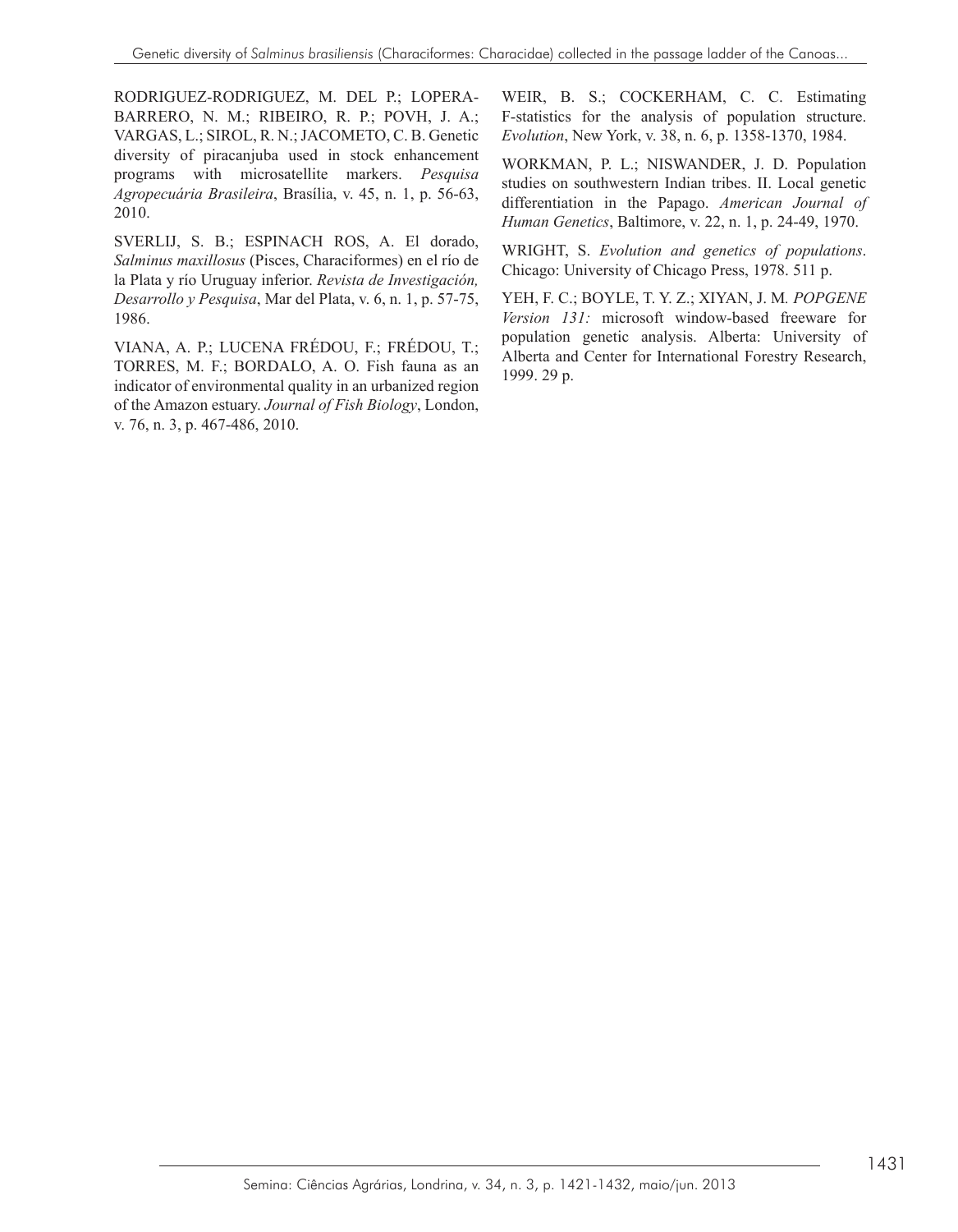RODRIGUEZ-RODRIGUEZ, M. DEL P.; LOPERA-BARRERO, N. M.; RIBEIRO, R. P.; POVH, J. A.; VARGAS, L.; SIROL, R. N.; JACOMETO, C. B. Genetic diversity of piracanjuba used in stock enhancement programs with microsatellite markers. *Pesquisa Agropecuária Brasileira*, Brasília, v. 45, n. 1, p. 56-63, 2010.

SVERLIJ, S. B.; ESPINACH ROS, A. El dorado, *Salminus maxillosus* (Pisces, Characiformes) en el río de la Plata y río Uruguay inferior. *Revista de Investigación, Desarrollo y Pesquisa*, Mar del Plata, v. 6, n. 1, p. 57-75, 1986.

VIANA, A. P.; LUCENA FRÉDOU, F.; FRÉDOU, T.; TORRES, M. F.; BORDALO, A. O. Fish fauna as an indicator of environmental quality in an urbanized region of the Amazon estuary. *Journal of Fish Biology*, London, v. 76, n. 3, p. 467-486, 2010.

WEIR, B. S.; COCKERHAM, C. C. Estimating F-statistics for the analysis of population structure. *Evolution*, New York, v. 38, n. 6, p. 1358-1370, 1984.

WORKMAN, P. L.; NISWANDER, J. D. Population studies on southwestern Indian tribes. II. Local genetic differentiation in the Papago. *American Journal of Human Genetics*, Baltimore, v. 22, n. 1, p. 24-49, 1970.

WRIGHT, S. *Evolution and genetics of populations*. Chicago: University of Chicago Press, 1978. 511 p.

YEH, F. C.; BOYLE, T. Y. Z.; XIYAN, J. M. *POPGENE Version 131:* microsoft window-based freeware for population genetic analysis. Alberta: University of Alberta and Center for International Forestry Research, 1999. 29 p.